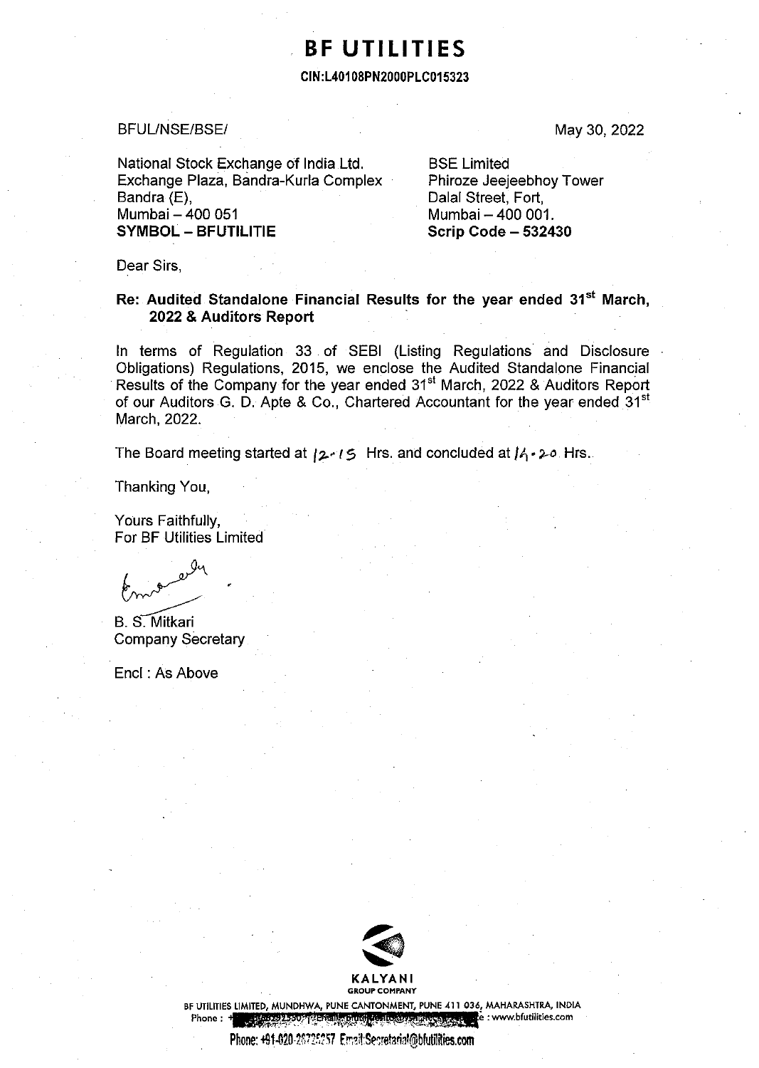# BF UTILITIES

**CIN:L40108PN2000PLC015323**

BFUL/NSE/BSE/

May 30, 2022

National Stock Exchange of India Ltd.
Exchange Plaza, Bandra-Kurla Complex
Bandra (E),
Mumbai – 400 051
**SYMBOL – BFUTILITIE**

BSE Limited
Phiroze Jeejeebhoy Tower
Dalal Street, Fort,
Mumbai – 400 001.
**Scrip Code – 532430**

Dear Sirs,

**Re: Audited Standalone Financial Results for the year ended 31st March, 2022 & Auditors Report**

In terms of Regulation 33 of SEBI (Listing Regulations and Disclosure Obligations) Regulations, 2015, we enclose the Audited Standalone Financial Results of the Company for the year ended 31st March, 2022 & Auditors Report of our Auditors G. D. Apte & Co., Chartered Accountant for the year ended 31st March, 2022.

The Board meeting started at 12.15 Hrs. and concluded at 14.20 Hrs.

Thanking You,

Yours Faithfully,
For BF Utilities Limited

B. S. Mitkari
Company Secretary

Encl : As Above

KALYANI
GROUP COMPANY

BF UTILITIES LIMITED, MUNDHWA, PUNE CANTONMENT, PUNE 411 036, MAHARASHTRA, INDIA
Website : www.bfutilities.com

Phone: +91-020-26725257 Email:Secretarial@bfutilities.com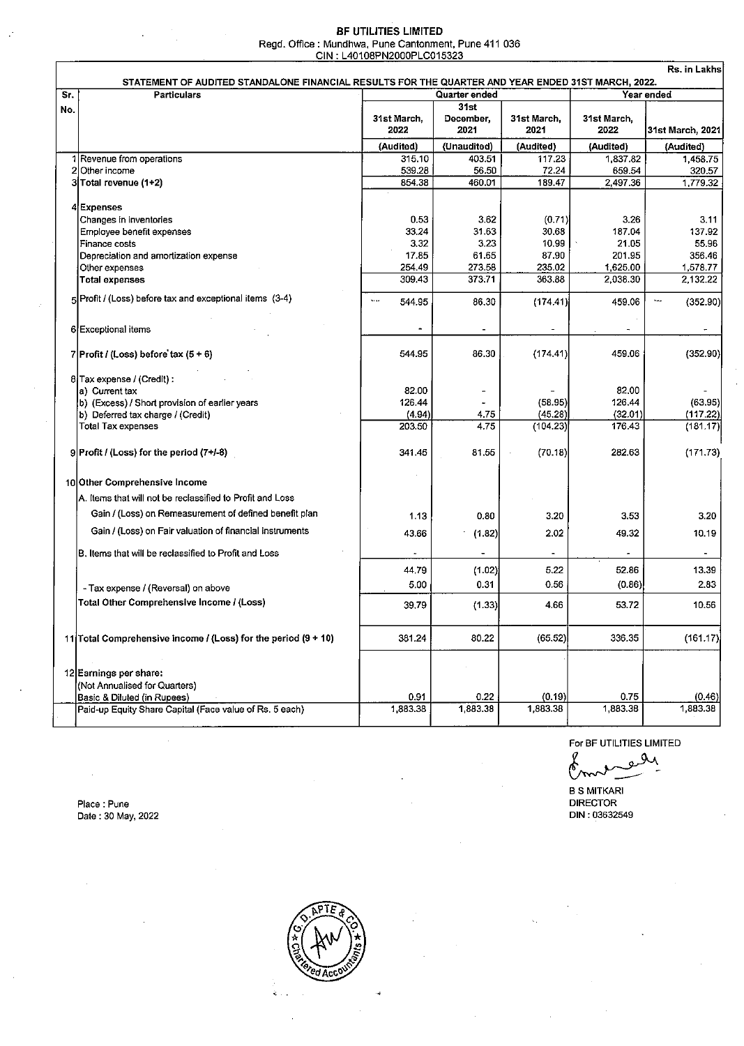# BF UTILITIES LIMITED

Regd. Office : Mundhwa, Pune Cantonment, Pune 411 036

CIN : L40108PN2000PLC015323

Rs. in Lakhs

## STATEMENT OF AUDITED STANDALONE FINANCIAL RESULTS FOR THE QUARTER AND YEAR ENDED 31ST MARCH, 2022.

| Sr. No. | Particulars | Quarter ended | | | Year ended | |
|---|---|---|---|---|---|---|
| | | 31st March, 2022 | 31st December, 2021 | 31st March, 2021 | 31st March, 2022 | 31st March, 2021 |
| | | (Audited) | (Unaudited) | (Audited) | (Audited) | (Audited) |
| 1 | Revenue from operations | 315.10 | 403.51 | 117.23 | 1,837.82 | 1,458.75 |
| 2 | Other income | 539.28 | 56.50 | 72.24 | 659.54 | 320.57 |
| 3 | **Total revenue (1+2)** | 854.38 | 460.01 | 189.47 | 2,497.36 | 1,779.32 |
| 4 | **Expenses** | | | | | |
| | Changes in inventories | 0.53 | 3.62 | (0.71) | 3.26 | 3.11 |
| | Employee benefit expenses | 33.24 | 31.63 | 30.68 | 187.04 | 137.92 |
| | Finance costs | 3.32 | 3.23 | 10.99 | 21.05 | 55.96 |
| | Depreciation and amortization expense | 17.85 | 61.65 | 87.90 | 201.95 | 356.46 |
| | Other expenses | 254.49 | 273.58 | 235.02 | 1,625.00 | 1,578.77 |
| | **Total expenses** | 309.43 | 373.71 | 363.88 | 2,038.30 | 2,132.22 |
| 5 | Profit / (Loss) before tax and exceptional items (3-4) | 544.95 | 86.30 | (174.41) | 459.06 | (352.90) |
| 6 | Exceptional items | - | - | - | - | - |
| 7 | **Profit / (Loss) before tax (5 + 6)** | 544.95 | 86.30 | (174.41) | 459.06 | (352.90) |
| 8 | Tax expense / (Credit) : | | | | | |
| | a) Current tax | 82.00 | - | - | 82.00 | - |
| | b) (Excess) / Short provision of earlier years | 126.44 | - | (58.95) | 126.44 | (63.95) |
| | b) Deferred tax charge / (Credit) | (4.94) | 4.75 | (45.28) | (32.01) | (117.22) |
| | Total Tax expenses | 203.50 | 4.75 | (104.23) | 176.43 | (181.17) |
| 9 | **Profit / (Loss) for the period (7+/-8)** | 341.45 | 81.55 | (70.18) | 282.63 | (171.73) |
| 10 | **Other Comprehensive Income** | | | | | |
| | A. Items that will not be reclassified to Profit and Loss | | | | | |
| | Gain / (Loss) on Remeasurement of defined benefit plan | 1.13 | 0.80 | 3.20 | 3.53 | 3.20 |
| | Gain / (Loss) on Fair valuation of financial instruments | 43.66 | (1.82) | 2.02 | 49.32 | 10.19 |
| | B. Items that will be reclassified to Profit and Loss | - | - | - | - | - |
| | | 44.79 | (1.02) | 5.22 | 52.86 | 13.39 |
| | - Tax expense / (Reversal) on above | 5.00 | 0.31 | 0.56 | (0.86) | 2.83 |
| | **Total Other Comprehensive Income / (Loss)** | 39.79 | (1.33) | 4.66 | 53.72 | 10.56 |
| 11 | **Total Comprehensive Income / (Loss) for the period (9 + 10)** | 381.24 | 80.22 | (65.52) | 336.35 | (161.17) |
| 12 | **Earnings per share:** | | | | | |
| | (Not Annualised for Quarters) | | | | | |
| | Basic & Diluted (in Rupees) | 0.91 | 0.22 | (0.19) | 0.75 | (0.46) |
| | Paid-up Equity Share Capital (Face value of Rs. 5 each) | 1,883.38 | 1,883.38 | 1,883.38 | 1,883.38 | 1,883.38 |

For BF UTILITIES LIMITED

B S MITKARI
DIRECTOR
DIN : 03632549

Place : Pune
Date : 30 May, 2022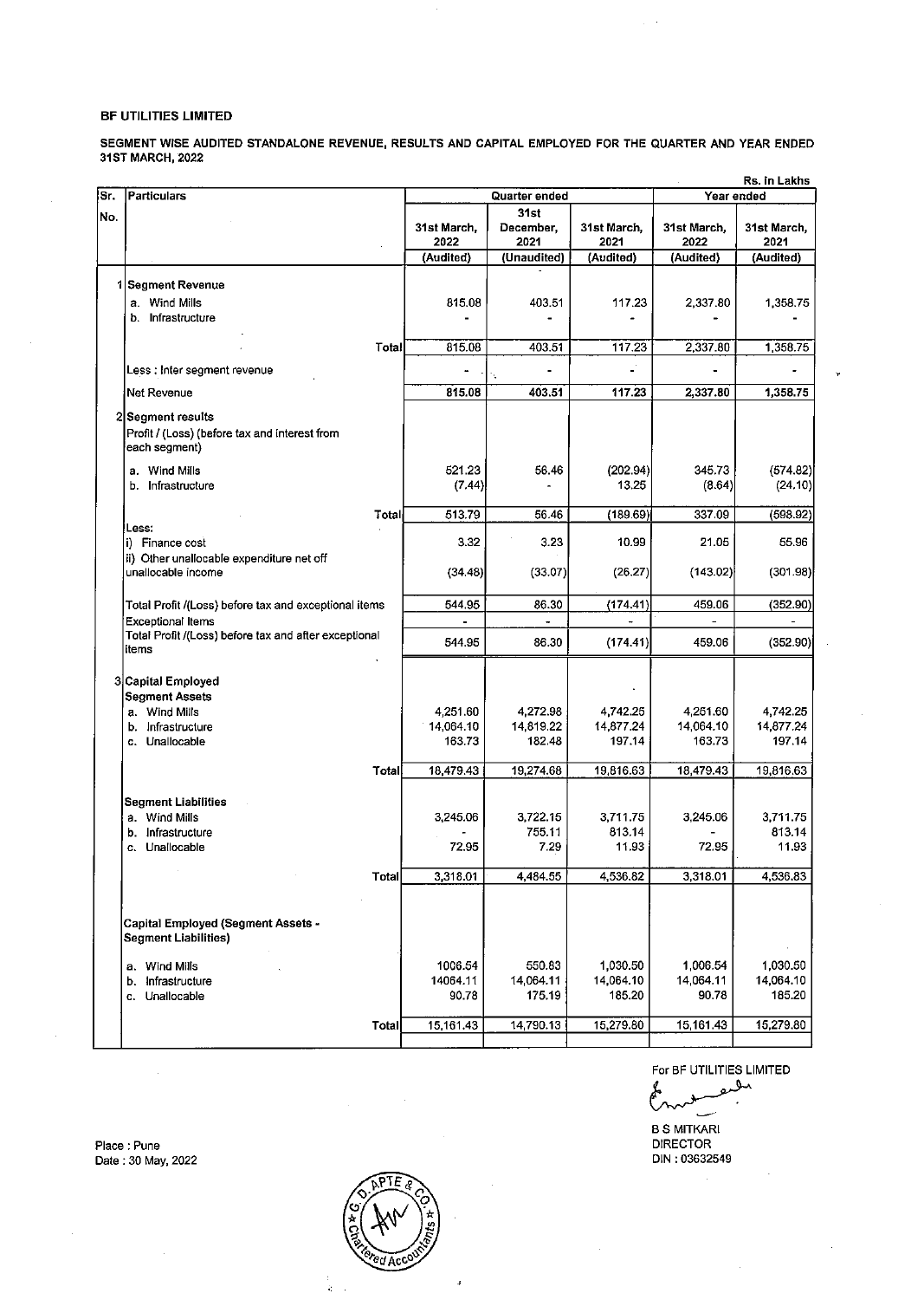**BF UTILITIES LIMITED**

**SEGMENT WISE AUDITED STANDALONE REVENUE, RESULTS AND CAPITAL EMPLOYED FOR THE QUARTER AND YEAR ENDED 31ST MARCH, 2022**

Rs. in Lakhs

| Sr. No. | Particulars | Quarter ended | | | Year ended | |
|---|---|---|---|---|---|---|
| | | 31st March, 2022 | 31st December, 2021 | 31st March, 2021 | 31st March, 2022 | 31st March, 2021 |
| | | (Audited) | (Unaudited) | (Audited) | (Audited) | (Audited) |
| 1 | **Segment Revenue** | | | | | |
| | a. Wind Mills | 815.08 | 403.51 | 117.23 | 2,337.80 | 1,358.75 |
| | b. Infrastructure | - | - | - | - | - |
| | Total | 815.08 | 403.51 | 117.23 | 2,337.80 | 1,358.75 |
| | Less : Inter segment revenue | - | - | - | - | - |
| | Net Revenue | 815.08 | 403.51 | 117.23 | 2,337.80 | 1,358.75 |
| 2 | **Segment results** | | | | | |
| | Profit / (Loss) (before tax and interest from each segment) | | | | | |
| | a. Wind Mills | 521.23 | 56.46 | (202.94) | 345.73 | (574.82) |
| | b. Infrastructure | (7.44) | - | 13.25 | (8.64) | (24.10) |
| | Total | 513.79 | 56.46 | (189.69) | 337.09 | (598.92) |
| | Less: | | | | | |
| | i) Finance cost | 3.32 | 3.23 | 10.99 | 21.05 | 55.96 |
| | ii) Other unallocable expenditure net off unallocable income | (34.48) | (33.07) | (26.27) | (143.02) | (301.98) |
| | Total Profit /(Loss) before tax and exceptional items | 544.95 | 86.30 | (174.41) | 459.06 | (352.90) |
| | Exceptional Items | - | - | - | - | - |
| | Total Profit /(Loss) before tax and after exceptional items | 544.95 | 86.30 | (174.41) | 459.06 | (352.90) |
| 3 | **Capital Employed** | | | | | |
| | **Segment Assets** | | | | | |
| | a. Wind Mills | 4,251.60 | 4,272.98 | 4,742.25 | 4,251.60 | 4,742.25 |
| | b. Infrastructure | 14,064.10 | 14,819.22 | 14,877.24 | 14,064.10 | 14,877.24 |
| | c. Unallocable | 163.73 | 182.48 | 197.14 | 163.73 | 197.14 |
| | Total | 18,479.43 | 19,274.68 | 19,816.63 | 18,479.43 | 19,816.63 |
| | **Segment Liabilities** | | | | | |
| | a. Wind Mills | 3,245.06 | 3,722.15 | 3,711.75 | 3,245.06 | 3,711.75 |
| | b. Infrastructure | - | 755.11 | 813.14 | - | 813.14 |
| | c. Unallocable | 72.95 | 7.29 | 11.93 | 72.95 | 11.93 |
| | Total | 3,318.01 | 4,484.55 | 4,536.82 | 3,318.01 | 4,536.83 |
| | **Capital Employed (Segment Assets - Segment Liabilities)** | | | | | |
| | a. Wind Mills | 1006.54 | 550.83 | 1,030.50 | 1,006.54 | 1,030.50 |
| | b. Infrastructure | 14064.11 | 14,064.11 | 14,064.10 | 14,064.11 | 14,064.10 |
| | c. Unallocable | 90.78 | 175.19 | 185.20 | 90.78 | 185.20 |
| | Total | 15,161.43 | 14,790.13 | 15,279.80 | 15,161.43 | 15,279.80 |

Place : Pune
Date : 30 May, 2022

For BF UTILITIES LIMITED

B S MITKARI
DIRECTOR
DIN : 03632549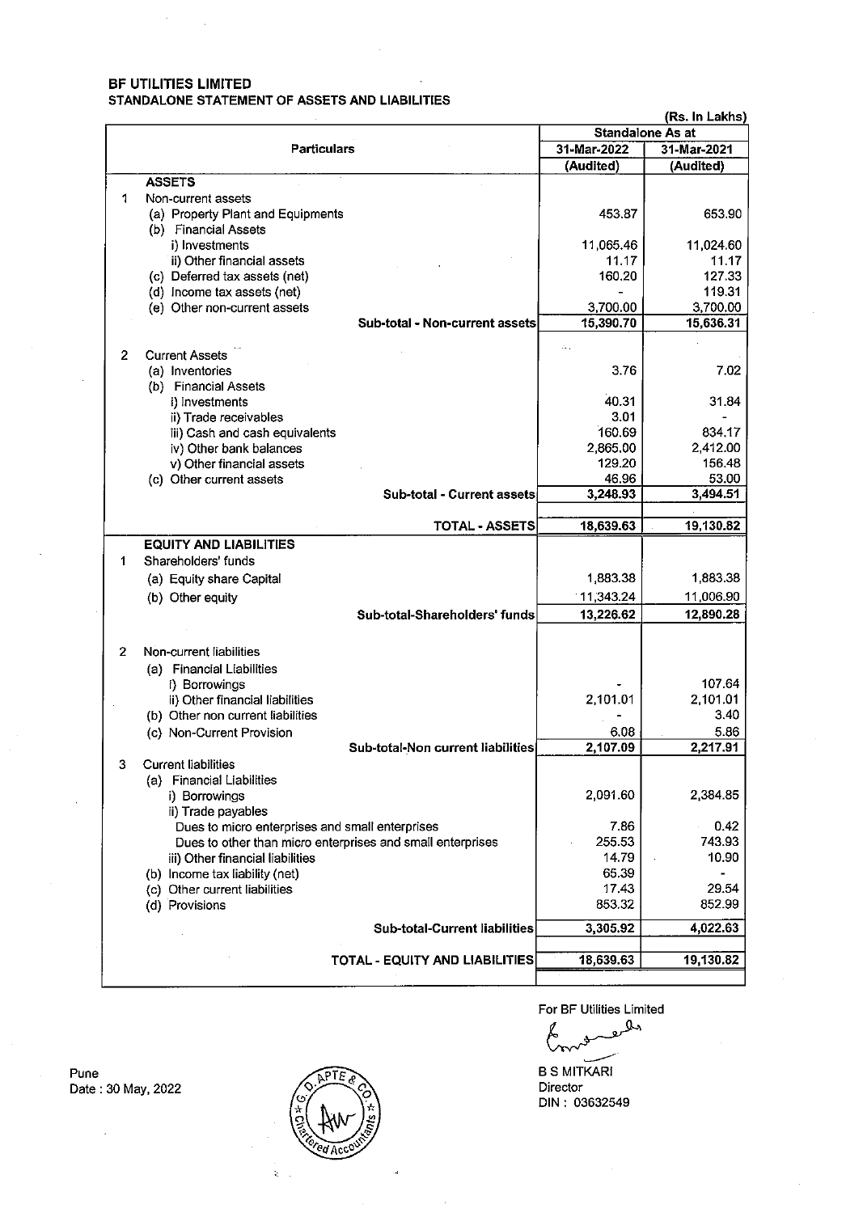**BF UTILITIES LIMITED**
**STANDALONE STATEMENT OF ASSETS AND LIABILITIES**

(Rs. In Lakhs)

| | Particulars | Standalone As at | |
|---|---|---|---|
| | | 31-Mar-2022 | 31-Mar-2021 |
| | | (Audited) | (Audited) |
| | **ASSETS** | | |
| 1 | Non-current assets | | |
| | (a) Property Plant and Equipments | 453.87 | 653.90 |
| | (b) Financial Assets | | |
| | i) Investments | 11,065.46 | 11,024.60 |
| | ii) Other financial assets | 11.17 | 11.17 |
| | (c) Deferred tax assets (net) | 160.20 | 127.33 |
| | (d) Income tax assets (net) | - | 119.31 |
| | (e) Other non-current assets | 3,700.00 | 3,700.00 |
| | **Sub-total - Non-current assets** | **15,390.70** | **15,636.31** |
| 2 | Current Assets | | |
| | (a) Inventories | 3.76 | 7.02 |
| | (b) Financial Assets | | |
| | i) Investments | 40.31 | 31.84 |
| | ii) Trade receivables | 3.01 | - |
| | iii) Cash and cash equivalents | 160.69 | 834.17 |
| | iv) Other bank balances | 2,865.00 | 2,412.00 |
| | v) Other financial assets | 129.20 | 156.48 |
| | (c) Other current assets | 46.96 | 53.00 |
| | **Sub-total - Current assets** | **3,248.93** | **3,494.51** |
| | **TOTAL - ASSETS** | **18,639.63** | **19,130.82** |
| | **EQUITY AND LIABILITIES** | | |
| 1 | Shareholders' funds | | |
| | (a) Equity share Capital | 1,883.38 | 1,883.38 |
| | (b) Other equity | 11,343.24 | 11,006.90 |
| | **Sub-total-Shareholders' funds** | **13,226.62** | **12,890.28** |
| 2 | Non-current liabilities | | |
| | (a) Financial Liabilities | | |
| | i) Borrowings | - | 107.64 |
| | ii) Other financial liabilities | 2,101.01 | 2,101.01 |
| | (b) Other non current liabilities | - | 3.40 |
| | (c) Non-Current Provision | 6.08 | 5.86 |
| | **Sub-total-Non current liabilities** | **2,107.09** | **2,217.91** |
| 3 | Current liabilities | | |
| | (a) Financial Liabilities | | |
| | i) Borrowings | 2,091.60 | 2,384.85 |
| | ii) Trade payables | | |
| | Dues to micro enterprises and small enterprises | 7.86 | 0.42 |
| | Dues to other than micro enterprises and small enterprises | 255.53 | 743.93 |
| | iii) Other financial liabilities | 14.79 | 10.90 |
| | (b) Income tax liability (net) | 65.39 | - |
| | (c) Other current liabilities | 17.43 | 29.54 |
| | (d) Provisions | 853.32 | 852.99 |
| | **Sub-total-Current liabilities** | **3,305.92** | **4,022.63** |
| | **TOTAL - EQUITY AND LIABILITIES** | **18,639.63** | **19,130.82** |

Pune
Date : 30 May, 2022

For BF Utilities Limited

B S MITKARI
Director
DIN : 03632549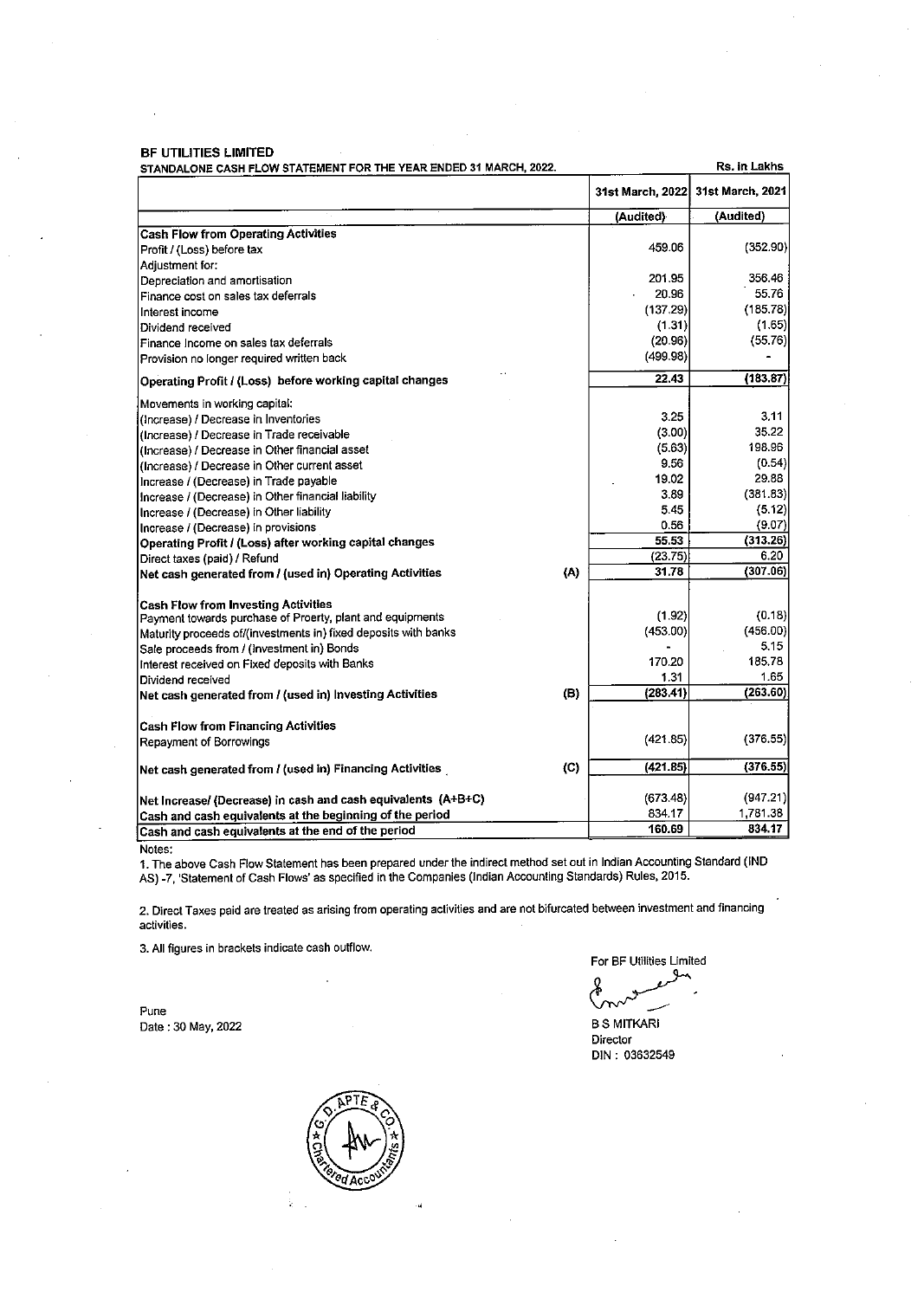**BF UTILITIES LIMITED**

**STANDALONE CASH FLOW STATEMENT FOR THE YEAR ENDED 31 MARCH, 2022.**

Rs. in Lakhs

| | | 31st March, 2022 | 31st March, 2021 |
|---|---|---|---|
| | | (Audited) | (Audited) |
| **Cash Flow from Operating Activities** | | | |
| Profit / (Loss) before tax | | 459.06 | (352.90) |
| Adjustment for: | | | |
| Depreciation and amortisation | | 201.95 | 356.46 |
| Finance cost on sales tax deferrals | | 20.96 | 55.76 |
| Interest income | | (137.29) | (185.78) |
| Dividend received | | (1.31) | (1.65) |
| Finance Income on sales tax deferrals | | (20.96) | (55.76) |
| Provision no longer required written back | | (499.98) | - |
| **Operating Profit / (Loss) before working capital changes** | | **22.43** | **(183.87)** |
| Movements in working capital: | | | |
| (Increase) / Decrease in Inventories | | 3.25 | 3.11 |
| (Increase) / Decrease in Trade receivable | | (3.00) | 35.22 |
| (Increase) / Decrease in Other financial asset | | (5.63) | 198.96 |
| (Increase) / Decrease in Other current asset | | 9.56 | (0.54) |
| Increase / (Decrease) in Trade payable | | 19.02 | 29.88 |
| Increase / (Decrease) in Other financial liability | | 3.89 | (381.83) |
| Increase / (Decrease) in Other liability | | 5.45 | (5.12) |
| Increase / (Decrease) in provisions | | 0.56 | (9.07) |
| **Operating Profit / (Loss) after working capital changes** | | **55.53** | **(313.26)** |
| Direct taxes (paid) / Refund | | (23.75) | 6.20 |
| **Net cash generated from / (used in) Operating Activities** | **(A)** | **31.78** | **(307.06)** |
| **Cash Flow from Investing Activities** | | | |
| Payment towards purchase of Proerty, plant and equipments | | (1.92) | (0.18) |
| Maturity proceeds of/(investments in) fixed deposits with banks | | (453.00) | (456.00) |
| Sale proceeds from / (investment in) Bonds | | - | 5.15 |
| Interest received on Fixed deposits with Banks | | 170.20 | 185.78 |
| Dividend received | | 1.31 | 1.65 |
| **Net cash generated from / (used in) Investing Activities** | **(B)** | **(283.41)** | **(263.60)** |
| **Cash Flow from Financing Activities** | | | |
| Repayment of Borrowings | | (421.85) | (376.55) |
| **Net cash generated from / (used in) Financing Activities** | **(C)** | **(421.85)** | **(376.55)** |
| **Net Increase/ (Decrease) in cash and cash equivalents (A+B+C)** | | (673.48) | (947.21) |
| **Cash and cash equivalents at the beginning of the period** | | 834.17 | 1,781.38 |
| **Cash and cash equivalents at the end of the period** | | **160.69** | **834.17** |

Notes:

1. The above Cash Flow Statement has been prepared under the indirect method set out in Indian Accounting Standard (IND AS) -7, 'Statement of Cash Flows' as specified in the Companies (Indian Accounting Standards) Rules, 2015.

2. Direct Taxes paid are treated as arising from operating activities and are not bifurcated between investment and financing activities.

3. All figures in brackets indicate cash outflow.

For BF Utilities Limited

B S MITKARI
Director
DIN : 03632549

Pune
Date : 30 May, 2022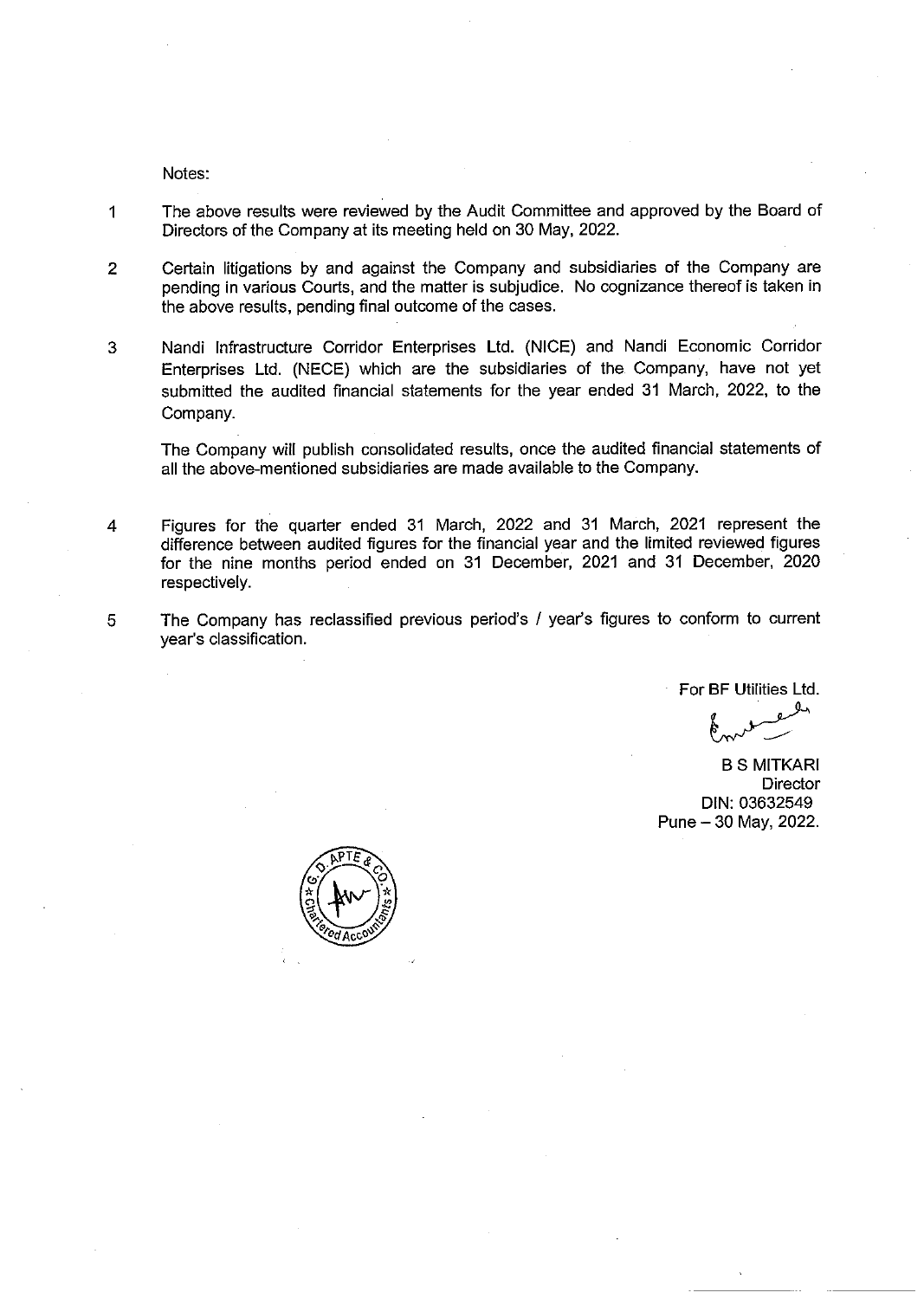Notes:

1. The above results were reviewed by the Audit Committee and approved by the Board of Directors of the Company at its meeting held on 30 May, 2022.

2. Certain litigations by and against the Company and subsidiaries of the Company are pending in various Courts, and the matter is subjudice. No cognizance thereof is taken in the above results, pending final outcome of the cases.

3. Nandi Infrastructure Corridor Enterprises Ltd. (NICE) and Nandi Economic Corridor Enterprises Ltd. (NECE) which are the subsidiaries of the Company, have not yet submitted the audited financial statements for the year ended 31 March, 2022, to the Company.

   The Company will publish consolidated results, once the audited financial statements of all the above-mentioned subsidiaries are made available to the Company.

4. Figures for the quarter ended 31 March, 2022 and 31 March, 2021 represent the difference between audited figures for the financial year and the limited reviewed figures for the nine months period ended on 31 December, 2021 and 31 December, 2020 respectively.

5. The Company has reclassified previous period's / year's figures to conform to current year's classification.

For BF Utilities Ltd.

B S MITKARI
Director
DIN: 03632549
Pune – 30 May, 2022.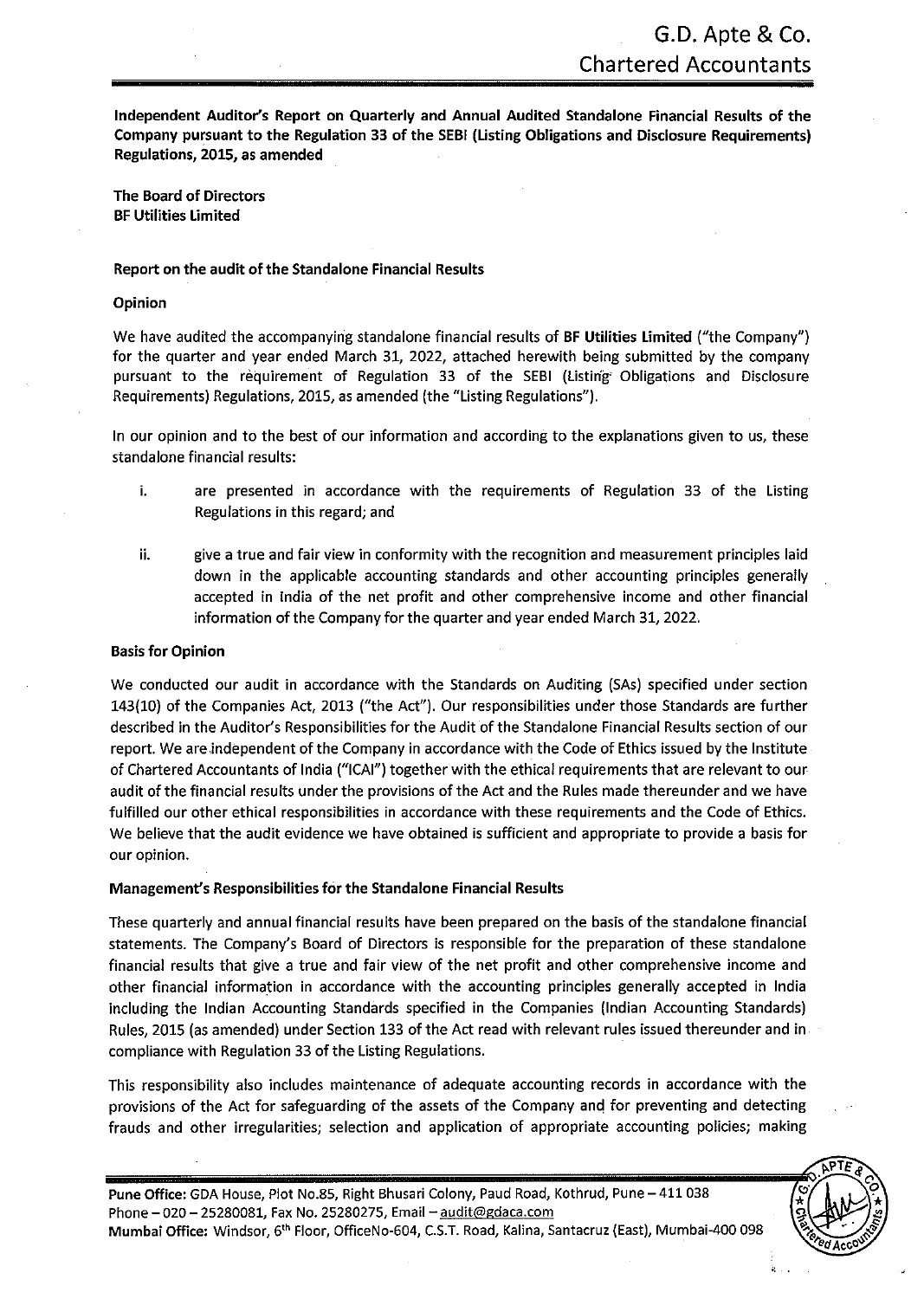**Independent Auditor's Report on Quarterly and Annual Audited Standalone Financial Results of the Company pursuant to the Regulation 33 of the SEBI (Listing Obligations and Disclosure Requirements) Regulations, 2015, as amended**

**The Board of Directors**
**BF Utilities Limited**

**Report on the audit of the Standalone Financial Results**

**Opinion**

We have audited the accompanying standalone financial results of **BF Utilities Limited** ("the Company") for the quarter and year ended March 31, 2022, attached herewith being submitted by the company pursuant to the requirement of Regulation 33 of the SEBI (Listing Obligations and Disclosure Requirements) Regulations, 2015, as amended (the "Listing Regulations").

In our opinion and to the best of our information and according to the explanations given to us, these standalone financial results:

i. are presented in accordance with the requirements of Regulation 33 of the Listing Regulations in this regard; and

ii. give a true and fair view in conformity with the recognition and measurement principles laid down in the applicable accounting standards and other accounting principles generally accepted in India of the net profit and other comprehensive income and other financial information of the Company for the quarter and year ended March 31, 2022.

**Basis for Opinion**

We conducted our audit in accordance with the Standards on Auditing (SAs) specified under section 143(10) of the Companies Act, 2013 ("the Act"). Our responsibilities under those Standards are further described in the Auditor's Responsibilities for the Audit of the Standalone Financial Results section of our report. We are independent of the Company in accordance with the Code of Ethics issued by the Institute of Chartered Accountants of India ("ICAI") together with the ethical requirements that are relevant to our audit of the financial results under the provisions of the Act and the Rules made thereunder and we have fulfilled our other ethical responsibilities in accordance with these requirements and the Code of Ethics. We believe that the audit evidence we have obtained is sufficient and appropriate to provide a basis for our opinion.

**Management's Responsibilities for the Standalone Financial Results**

These quarterly and annual financial results have been prepared on the basis of the standalone financial statements. The Company's Board of Directors is responsible for the preparation of these standalone financial results that give a true and fair view of the net profit and other comprehensive income and other financial information in accordance with the accounting principles generally accepted in India including the Indian Accounting Standards specified in the Companies (Indian Accounting Standards) Rules, 2015 (as amended) under Section 133 of the Act read with relevant rules issued thereunder and in compliance with Regulation 33 of the Listing Regulations.

This responsibility also includes maintenance of adequate accounting records in accordance with the provisions of the Act for safeguarding of the assets of the Company and for preventing and detecting frauds and other irregularities; selection and application of appropriate accounting policies; making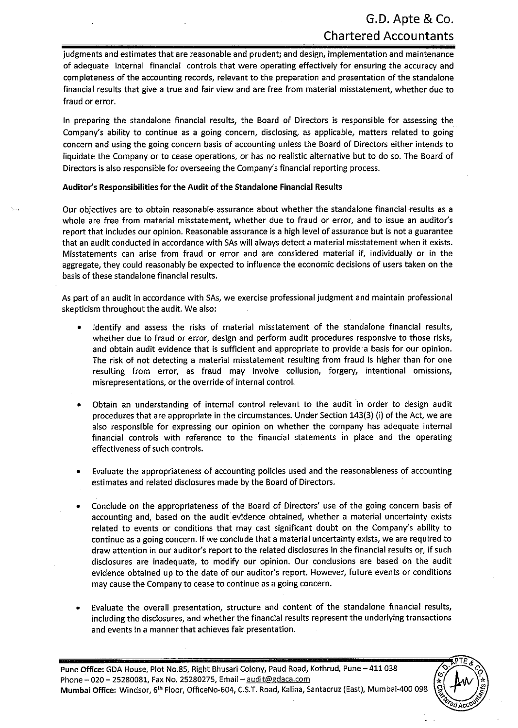judgments and estimates that are reasonable and prudent; and design, implementation and maintenance of adequate internal financial controls that were operating effectively for ensuring the accuracy and completeness of the accounting records, relevant to the preparation and presentation of the standalone financial results that give a true and fair view and are free from material misstatement, whether due to fraud or error.

In preparing the standalone financial results, the Board of Directors is responsible for assessing the Company's ability to continue as a going concern, disclosing, as applicable, matters related to going concern and using the going concern basis of accounting unless the Board of Directors either intends to liquidate the Company or to cease operations, or has no realistic alternative but to do so. The Board of Directors is also responsible for overseeing the Company's financial reporting process.

**Auditor's Responsibilities for the Audit of the Standalone Financial Results**

Our objectives are to obtain reasonable assurance about whether the standalone financial results as a whole are free from material misstatement, whether due to fraud or error, and to issue an auditor's report that includes our opinion. Reasonable assurance is a high level of assurance but is not a guarantee that an audit conducted in accordance with SAs will always detect a material misstatement when it exists. Misstatements can arise from fraud or error and are considered material if, individually or in the aggregate, they could reasonably be expected to influence the economic decisions of users taken on the basis of these standalone financial results.

As part of an audit in accordance with SAs, we exercise professional judgment and maintain professional skepticism throughout the audit. We also:

- Identify and assess the risks of material misstatement of the standalone financial results, whether due to fraud or error, design and perform audit procedures responsive to those risks, and obtain audit evidence that is sufficient and appropriate to provide a basis for our opinion. The risk of not detecting a material misstatement resulting from fraud is higher than for one resulting from error, as fraud may involve collusion, forgery, intentional omissions, misrepresentations, or the override of internal control.

- Obtain an understanding of internal control relevant to the audit in order to design audit procedures that are appropriate in the circumstances. Under Section 143(3) (i) of the Act, we are also responsible for expressing our opinion on whether the company has adequate internal financial controls with reference to the financial statements in place and the operating effectiveness of such controls.

- Evaluate the appropriateness of accounting policies used and the reasonableness of accounting estimates and related disclosures made by the Board of Directors.

- Conclude on the appropriateness of the Board of Directors' use of the going concern basis of accounting and, based on the audit evidence obtained, whether a material uncertainty exists related to events or conditions that may cast significant doubt on the Company's ability to continue as a going concern. If we conclude that a material uncertainty exists, we are required to draw attention in our auditor's report to the related disclosures in the financial results or, if such disclosures are inadequate, to modify our opinion. Our conclusions are based on the audit evidence obtained up to the date of our auditor's report. However, future events or conditions may cause the Company to cease to continue as a going concern.

- Evaluate the overall presentation, structure and content of the standalone financial results, including the disclosures, and whether the financial results represent the underlying transactions and events in a manner that achieves fair presentation.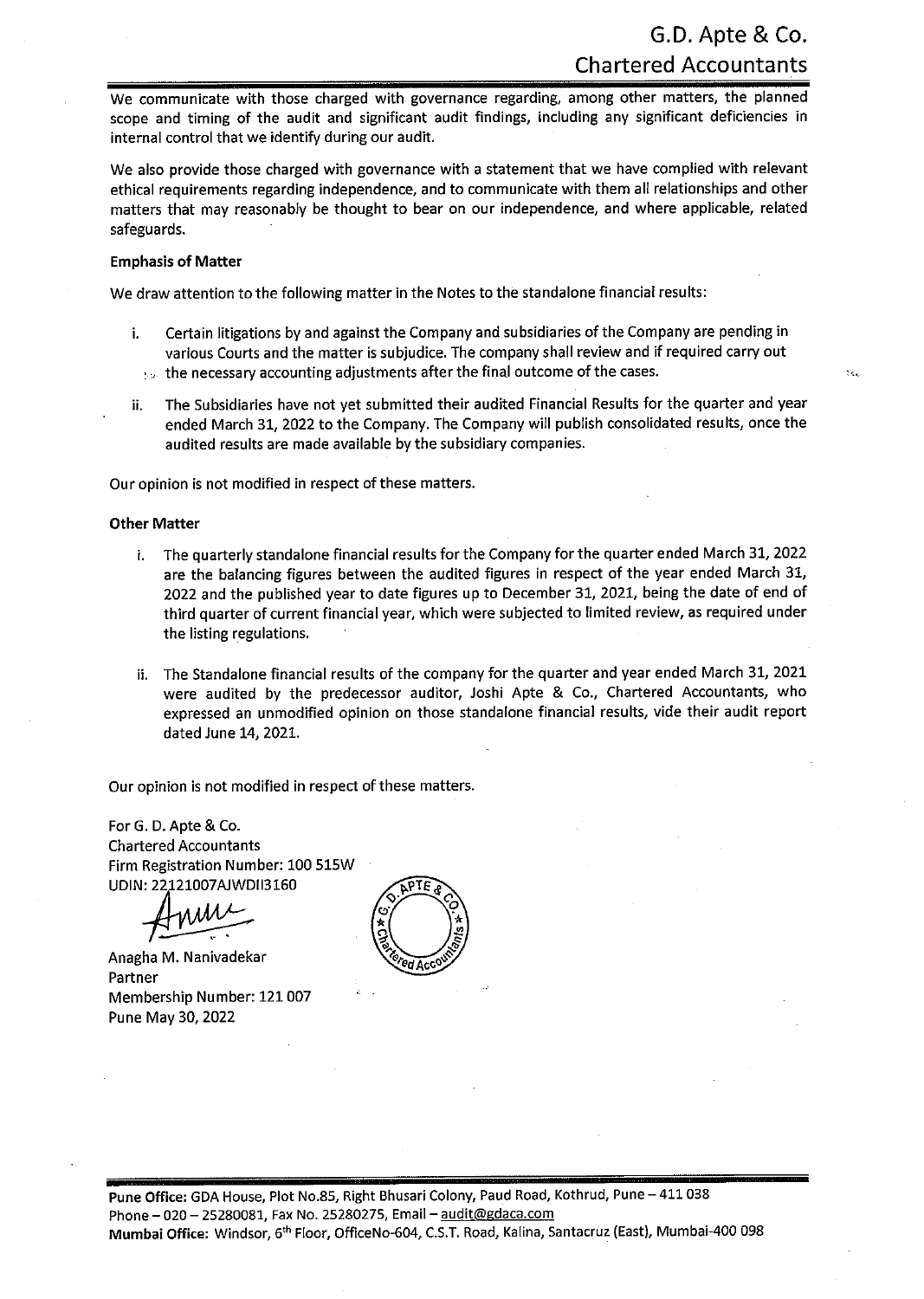We communicate with those charged with governance regarding, among other matters, the planned scope and timing of the audit and significant audit findings, including any significant deficiencies in internal control that we identify during our audit.

We also provide those charged with governance with a statement that we have complied with relevant ethical requirements regarding independence, and to communicate with them all relationships and other matters that may reasonably be thought to bear on our independence, and where applicable, related safeguards.

**Emphasis of Matter**

We draw attention to the following matter in the Notes to the standalone financial results:

i. Certain litigations by and against the Company and subsidiaries of the Company are pending in various Courts and the matter is subjudice. The company shall review and if required carry out the necessary accounting adjustments after the final outcome of the cases.

ii. The Subsidiaries have not yet submitted their audited Financial Results for the quarter and year ended March 31, 2022 to the Company. The Company will publish consolidated results, once the audited results are made available by the subsidiary companies.

Our opinion is not modified in respect of these matters.

**Other Matter**

i. The quarterly standalone financial results for the Company for the quarter ended March 31, 2022 are the balancing figures between the audited figures in respect of the year ended March 31, 2022 and the published year to date figures up to December 31, 2021, being the date of end of third quarter of current financial year, which were subjected to limited review, as required under the listing regulations.

ii. The Standalone financial results of the company for the quarter and year ended March 31, 2021 were audited by the predecessor auditor, Joshi Apte & Co., Chartered Accountants, who expressed an unmodified opinion on those standalone financial results, vide their audit report dated June 14, 2021.

Our opinion is not modified in respect of these matters.

For G. D. Apte & Co.
Chartered Accountants
Firm Registration Number: 100 515W
UDIN: 22121007AJWDII3160

Anagha M. Nanivadekar
Partner
Membership Number: 121 007
Pune May 30, 2022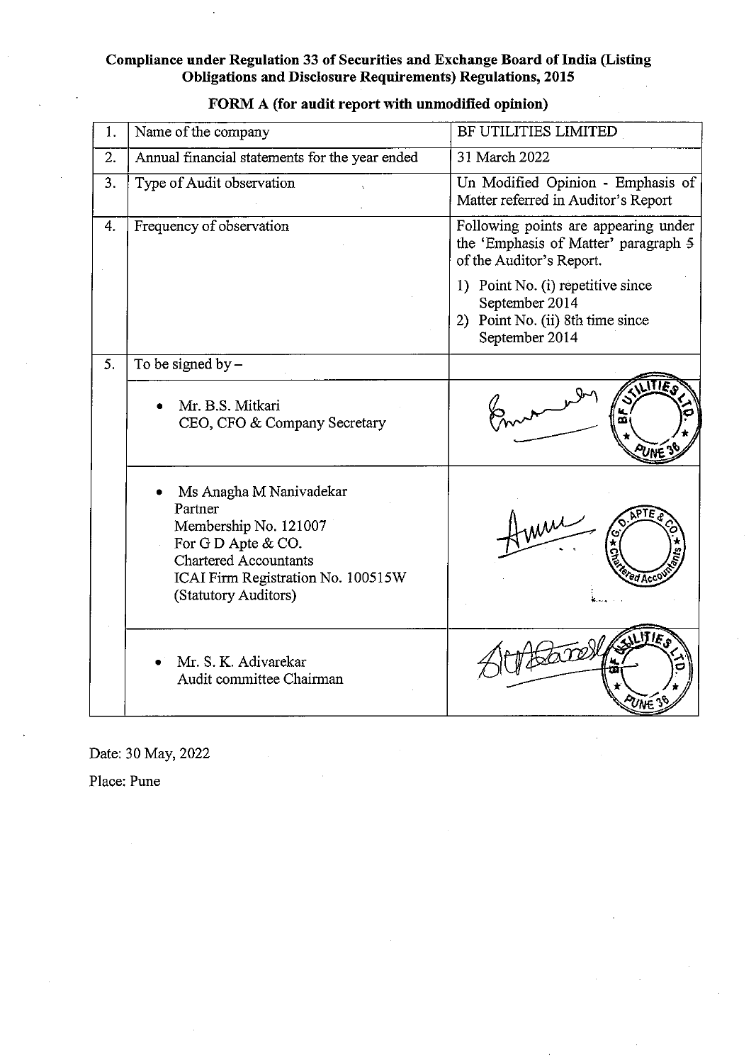**Compliance under Regulation 33 of Securities and Exchange Board of India (Listing Obligations and Disclosure Requirements) Regulations, 2015**

**FORM A (for audit report with unmodified opinion)**

| | | |
|---|---|---|
| 1. | Name of the company | BF UTILITIES LIMITED |
| 2. | Annual financial statements for the year ended | 31 March 2022 |
| 3. | Type of Audit observation | Un Modified Opinion - Emphasis of Matter referred in Auditor's Report |
| 4. | Frequency of observation | Following points are appearing under the 'Emphasis of Matter' paragraph 5 of the Auditor's Report.<br>1) Point No. (i) repetitive since September 2014<br>2) Point No. (ii) 8th time since September 2014 |
| 5. | To be signed by – | |
| | • Mr. B.S. Mitkari<br>CEO, CFO & Company Secretary | |
| | • Ms Anagha M Nanivadekar<br>Partner<br>Membership No. 121007<br>For G D Apte & CO.<br>Chartered Accountants<br>ICAI Firm Registration No. 100515W<br>(Statutory Auditors) | |
| | • Mr. S. K. Adivarekar<br>Audit committee Chairman | |

Date: 30 May, 2022

Place: Pune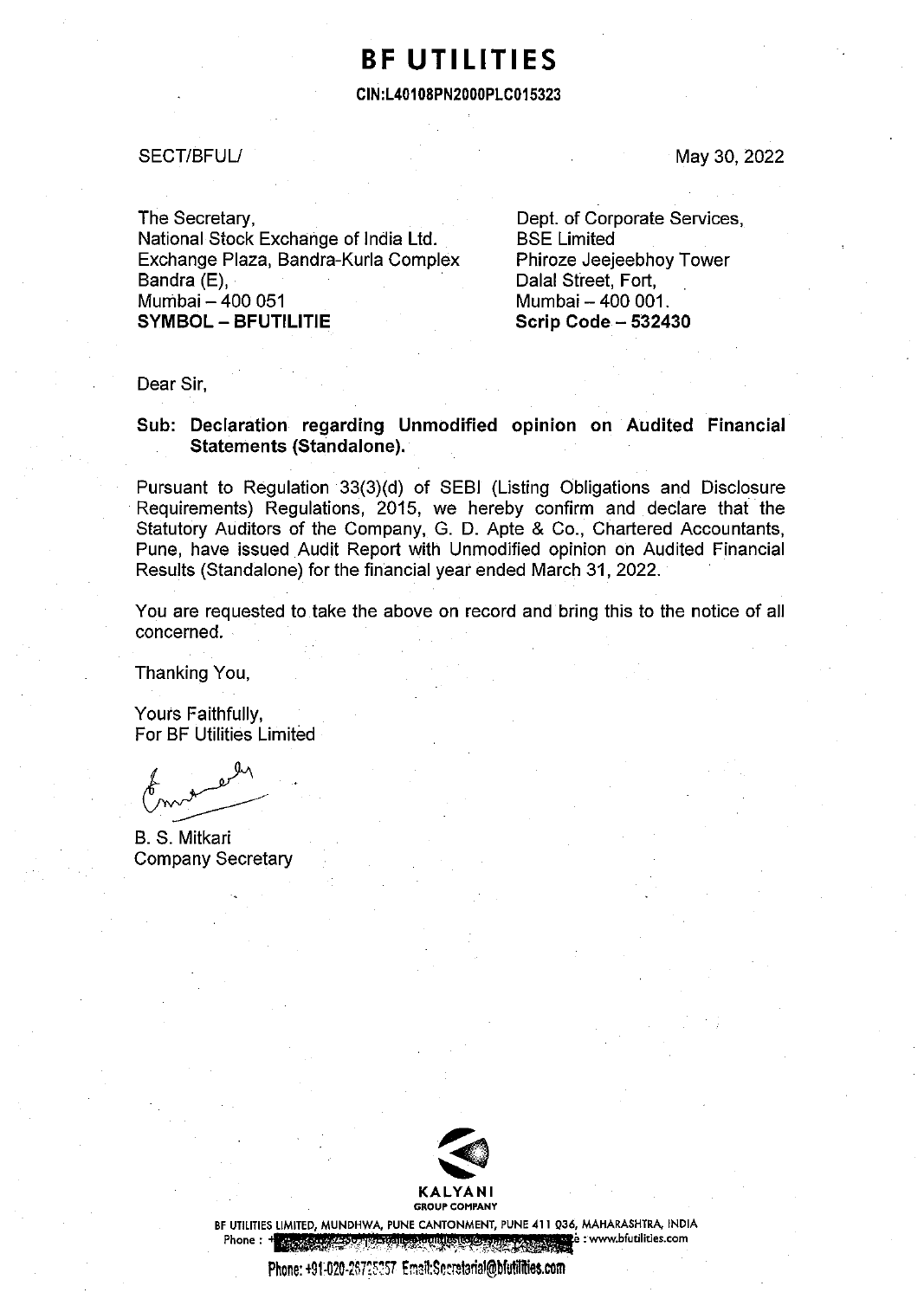# BF UTILITIES

**CIN:L40108PN2000PLC015323**

SECT/BFUL/

May 30, 2022

The Secretary,
National Stock Exchange of India Ltd.
Exchange Plaza, Bandra-Kurla Complex
Bandra (E),
Mumbai – 400 051
**SYMBOL – BFUTILITIE**

Dept. of Corporate Services,
BSE Limited
Phiroze Jeejeebhoy Tower
Dalal Street, Fort,
Mumbai – 400 001.
**Scrip Code – 532430**

Dear Sir,

**Sub: Declaration regarding Unmodified opinion on Audited Financial Statements (Standalone).**

Pursuant to Regulation 33(3)(d) of SEBI (Listing Obligations and Disclosure Requirements) Regulations, 2015, we hereby confirm and declare that the Statutory Auditors of the Company, G. D. Apte & Co., Chartered Accountants, Pune, have issued Audit Report with Unmodified opinion on Audited Financial Results (Standalone) for the financial year ended March 31, 2022.

You are requested to take the above on record and bring this to the notice of all concerned.

Thanking You,

Yours Faithfully,
For BF Utilities Limited

B. S. Mitkari
Company Secretary

KALYANI
GROUP COMPANY

BF UTILITIES LIMITED, MUNDHWA, PUNE CANTONMENT, PUNE 411 036, MAHARASHTRA, INDIA
Phone : + ... : www.bfutilities.com

Phone: +91-020-26725257 Email:Secretarial@bfutilities.com